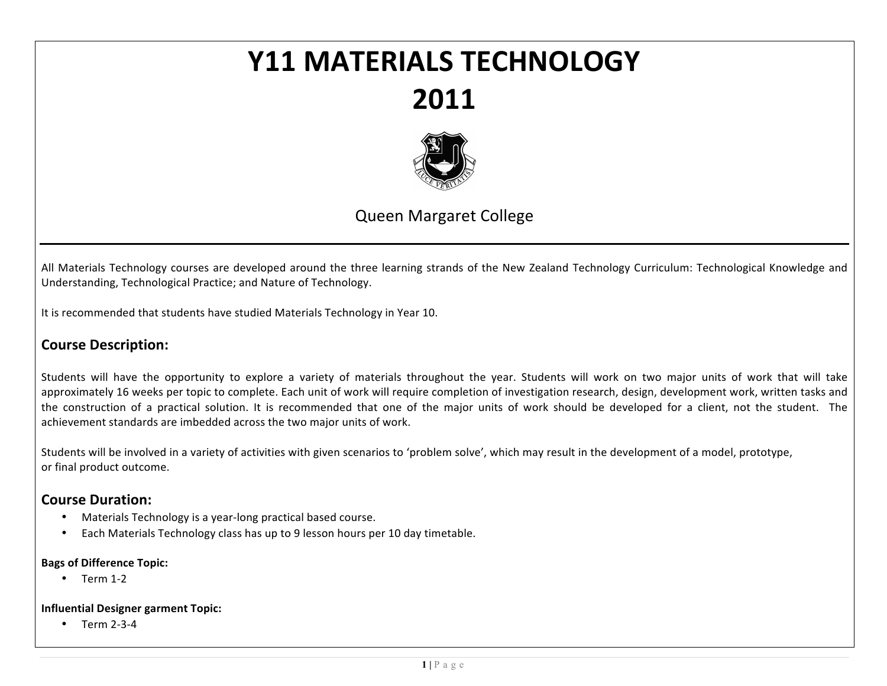# Y11 MATERIALS TECHNOLOGY
# 2011

Queen Margaret College

All Materials Technology courses are developed around the three learning strands of the New Zealand Technology Curriculum: Technological Knowledge and Understanding, Technological Practice; and Nature of Technology.

It is recommended that students have studied Materials Technology in Year 10.

## Course Description:

Students will have the opportunity to explore a variety of materials throughout the year. Students will work on two major units of work that will take approximately 16 weeks per topic to complete. Each unit of work will require completion of investigation research, design, development work, written tasks and the construction of a practical solution. It is recommended that one of the major units of work should be developed for a client, not the student. The achievement standards are imbedded across the two major units of work.

Students will be involved in a variety of activities with given scenarios to 'problem solve', which may result in the development of a model, prototype, or final product outcome.

## Course Duration:

- Materials Technology is a year-long practical based course.
- Each Materials Technology class has up to 9 lesson hours per 10 day timetable.

**Bags of Difference Topic:**

- Term 1-2

**Influential Designer garment Topic:**

- Term 2-3-4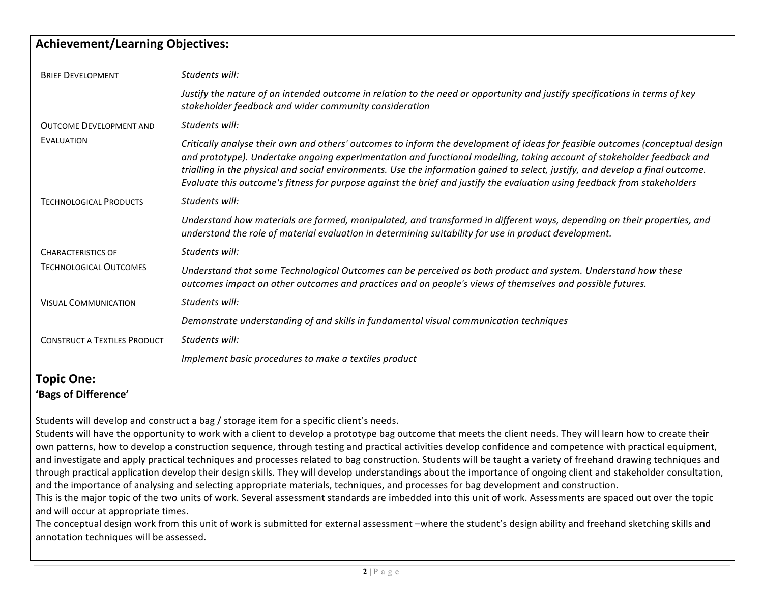## Achievement/Learning Objectives:

| | |
|---|---|
| Brief Development | *Students will:*<br>*Justify the nature of an intended outcome in relation to the need or opportunity and justify specifications in terms of key stakeholder feedback and wider community consideration* |
| Outcome Development and Evaluation | *Students will:*<br>*Critically analyse their own and others' outcomes to inform the development of ideas for feasible outcomes (conceptual design and prototype). Undertake ongoing experimentation and functional modelling, taking account of stakeholder feedback and trialling in the physical and social environments. Use the information gained to select, justify, and develop a final outcome. Evaluate this outcome's fitness for purpose against the brief and justify the evaluation using feedback from stakeholders* |
| Technological Products | *Students will:*<br>*Understand how materials are formed, manipulated, and transformed in different ways, depending on their properties, and understand the role of material evaluation in determining suitability for use in product development.* |
| Characteristics of Technological Outcomes | *Students will:*<br>*Understand that some Technological Outcomes can be perceived as both product and system. Understand how these outcomes impact on other outcomes and practices and on people's views of themselves and possible futures.* |
| Visual Communication | *Students will:*<br>*Demonstrate understanding of and skills in fundamental visual communication techniques* |
| Construct a Textiles Product | *Students will:*<br>*Implement basic procedures to make a textiles product* |

## Topic One:
### 'Bags of Difference'

Students will develop and construct a bag / storage item for a specific client's needs.
Students will have the opportunity to work with a client to develop a prototype bag outcome that meets the client needs. They will learn how to create their own patterns, how to develop a construction sequence, through testing and practical activities develop confidence and competence with practical equipment, and investigate and apply practical techniques and processes related to bag construction. Students will be taught a variety of freehand drawing techniques and through practical application develop their design skills. They will develop understandings about the importance of ongoing client and stakeholder consultation, and the importance of analysing and selecting appropriate materials, techniques, and processes for bag development and construction.
This is the major topic of the two units of work. Several assessment standards are imbedded into this unit of work. Assessments are spaced out over the topic and will occur at appropriate times.
The conceptual design work from this unit of work is submitted for external assessment –where the student's design ability and freehand sketching skills and annotation techniques will be assessed.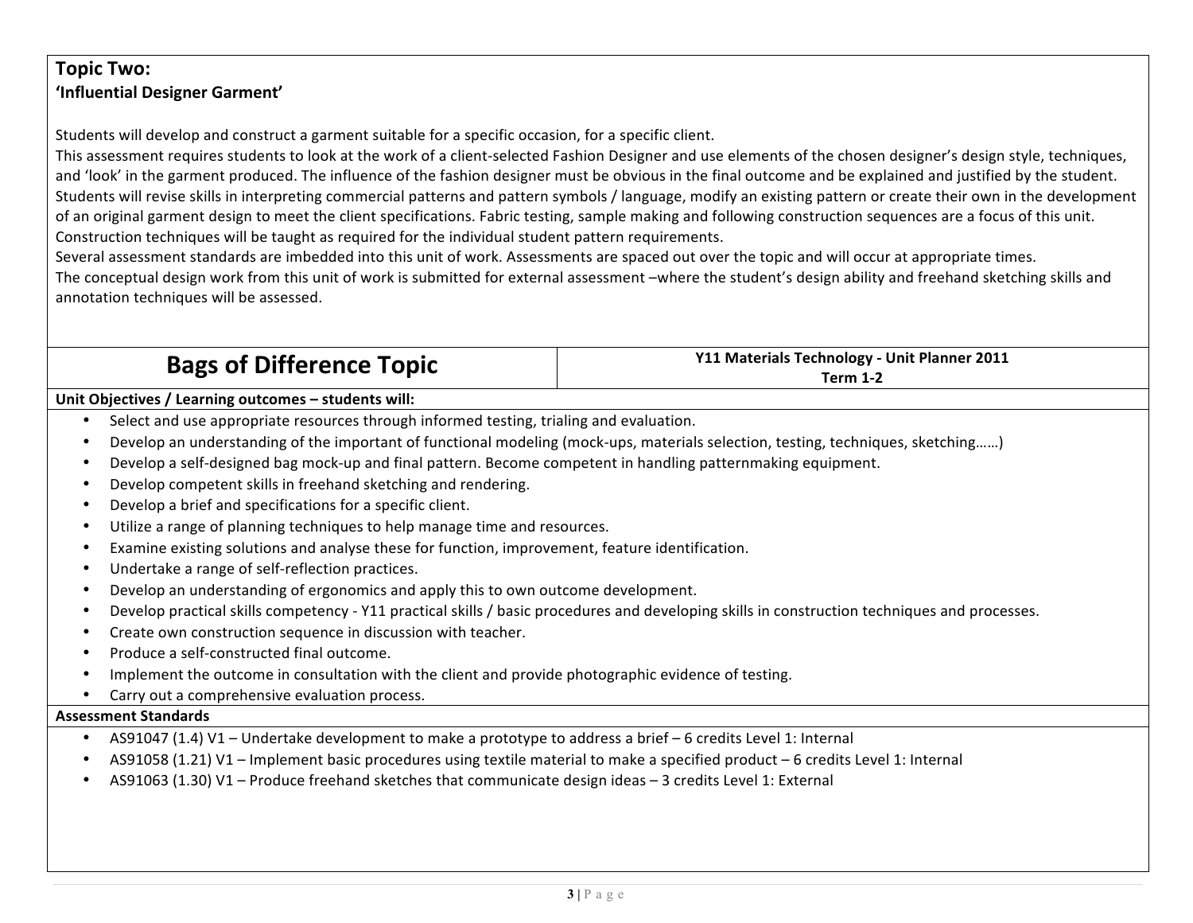**Topic Two:**
**'Influential Designer Garment'**

Students will develop and construct a garment suitable for a specific occasion, for a specific client.
This assessment requires students to look at the work of a client-selected Fashion Designer and use elements of the chosen designer's design style, techniques, and 'look' in the garment produced. The influence of the fashion designer must be obvious in the final outcome and be explained and justified by the student.
Students will revise skills in interpreting commercial patterns and pattern symbols / language, modify an existing pattern or create their own in the development of an original garment design to meet the client specifications. Fabric testing, sample making and following construction sequences are a focus of this unit.
Construction techniques will be taught as required for the individual student pattern requirements.
Several assessment standards are imbedded into this unit of work. Assessments are spaced out over the topic and will occur at appropriate times.
The conceptual design work from this unit of work is submitted for external assessment –where the student's design ability and freehand sketching skills and annotation techniques will be assessed.

| **Bags of Difference Topic** | **Y11 Materials Technology - Unit Planner 2011**<br>**Term 1-2** |
|---|---|

**Unit Objectives / Learning outcomes – students will:**

- Select and use appropriate resources through informed testing, trialing and evaluation.
- Develop an understanding of the important of functional modeling (mock-ups, materials selection, testing, techniques, sketching……)
- Develop a self-designed bag mock-up and final pattern. Become competent in handling patternmaking equipment.
- Develop competent skills in freehand sketching and rendering.
- Develop a brief and specifications for a specific client.
- Utilize a range of planning techniques to help manage time and resources.
- Examine existing solutions and analyse these for function, improvement, feature identification.
- Undertake a range of self-reflection practices.
- Develop an understanding of ergonomics and apply this to own outcome development.
- Develop practical skills competency - Y11 practical skills / basic procedures and developing skills in construction techniques and processes.
- Create own construction sequence in discussion with teacher.
- Produce a self-constructed final outcome.
- Implement the outcome in consultation with the client and provide photographic evidence of testing.
- Carry out a comprehensive evaluation process.

**Assessment Standards**

- AS91047 (1.4) V1 – Undertake development to make a prototype to address a brief – 6 credits Level 1: Internal
- AS91058 (1.21) V1 – Implement basic procedures using textile material to make a specified product – 6 credits Level 1: Internal
- AS91063 (1.30) V1 – Produce freehand sketches that communicate design ideas – 3 credits Level 1: External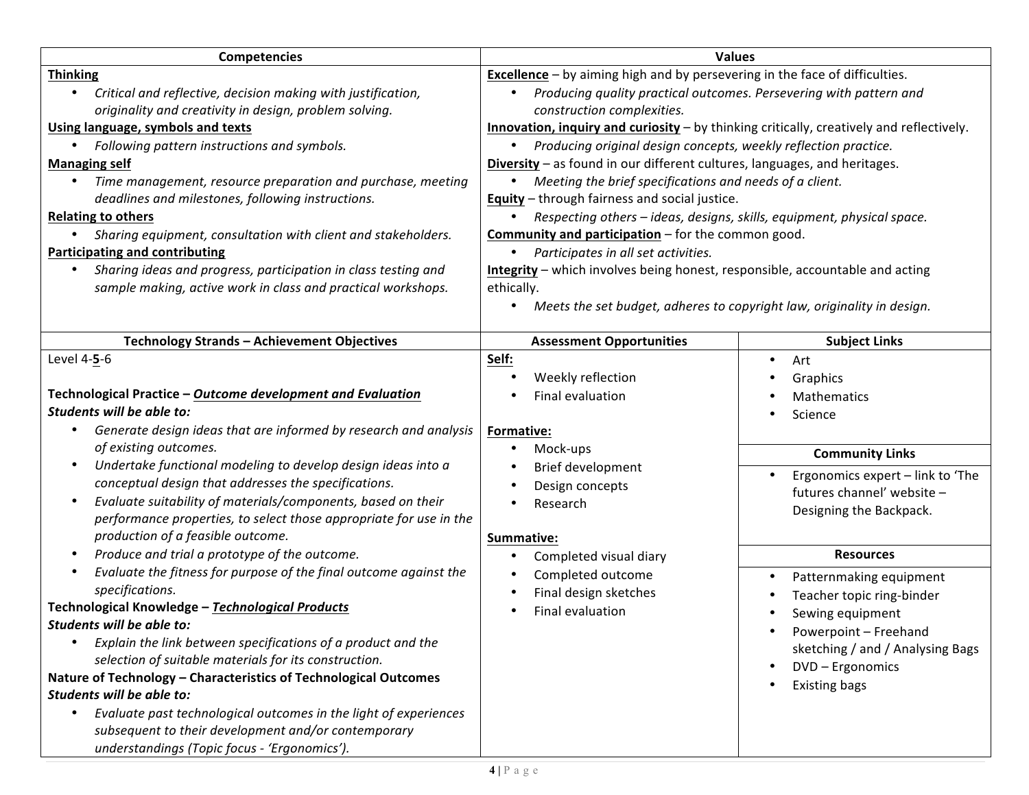| Competencies | Values |
| --- | --- |
| **Thinking**<br>• *Critical and reflective, decision making with justification, originality and creativity in design, problem solving.*<br>**Using language, symbols and texts**<br>• *Following pattern instructions and symbols.*<br>**Managing self**<br>• *Time management, resource preparation and purchase, meeting deadlines and milestones, following instructions.*<br>**Relating to others**<br>• *Sharing equipment, consultation with client and stakeholders.*<br>**Participating and contributing**<br>• *Sharing ideas and progress, participation in class testing and sample making, active work in class and practical workshops.* | **Excellence** – by aiming high and by persevering in the face of difficulties.<br>• *Producing quality practical outcomes. Persevering with pattern and construction complexities.*<br>**Innovation, inquiry and curiosity** – by thinking critically, creatively and reflectively.<br>• *Producing original design concepts, weekly reflection practice.*<br>**Diversity** – as found in our different cultures, languages, and heritages.<br>• *Meeting the brief specifications and needs of a client.*<br>**Equity** – through fairness and social justice.<br>• *Respecting others – ideas, designs, skills, equipment, physical space.*<br>**Community and participation** – for the common good.<br>• *Participates in all set activities.*<br>**Integrity** – which involves being honest, responsible, accountable and acting ethically.<br>• *Meets the set budget, adheres to copyright law, originality in design.* |

| Technology Strands – Achievement Objectives | Assessment Opportunities | Subject Links |
| --- | --- | --- |
| Level 4-**5**-6<br><br>**Technological Practice – *Outcome development and Evaluation***<br>***Students will be able to:***<br>• *Generate design ideas that are informed by research and analysis of existing outcomes.*<br>• *Undertake functional modeling to develop design ideas into a conceptual design that addresses the specifications.*<br>• *Evaluate suitability of materials/components, based on their performance properties, to select those appropriate for use in the production of a feasible outcome.*<br>• *Produce and trial a prototype of the outcome.*<br>• *Evaluate the fitness for purpose of the final outcome against the specifications.*<br>**Technological Knowledge – *Technological Products***<br>***Students will be able to:***<br>• *Explain the link between specifications of a product and the selection of suitable materials for its construction.*<br>**Nature of Technology – Characteristics of Technological Outcomes**<br>***Students will be able to:***<br>• *Evaluate past technological outcomes in the light of experiences subsequent to their development and/or contemporary understandings (Topic focus - 'Ergonomics').* | **Self:**<br>• Weekly reflection<br>• Final evaluation<br><br>**Formative:**<br>• Mock-ups<br>• Brief development<br>• Design concepts<br>• Research<br><br>**Summative:**<br>• Completed visual diary<br>• Completed outcome<br>• Final design sketches<br>• Final evaluation | • Art<br>• Graphics<br>• Mathematics<br>• Science<br><br>**Community Links**<br>• Ergonomics expert – link to 'The futures channel' website – Designing the Backpack.<br><br>**Resources**<br>• Patternmaking equipment<br>• Teacher topic ring-binder<br>• Sewing equipment<br>• Powerpoint – Freehand sketching / and / Analysing Bags<br>• DVD – Ergonomics<br>• Existing bags |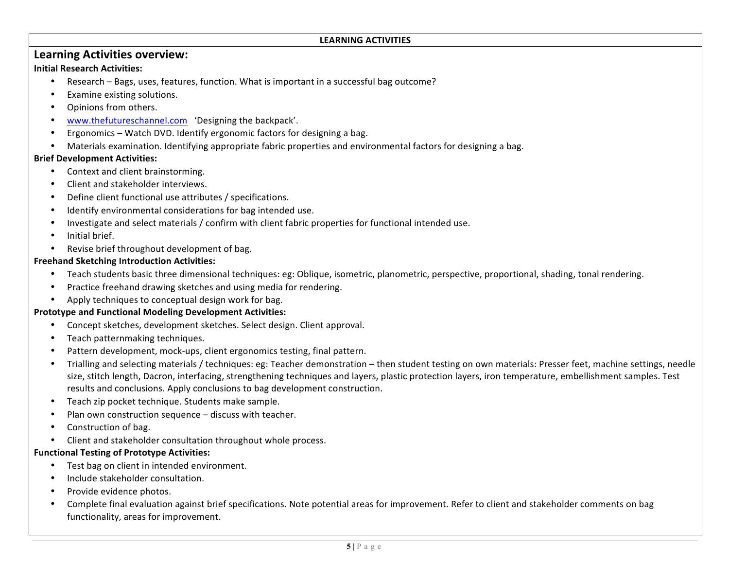**LEARNING ACTIVITIES**

## Learning Activities overview:

**Initial Research Activities:**

- Research – Bags, uses, features, function. What is important in a successful bag outcome?
- Examine existing solutions.
- Opinions from others.
- www.thefutureschannel.com 'Designing the backpack'.
- Ergonomics – Watch DVD. Identify ergonomic factors for designing a bag.
- Materials examination. Identifying appropriate fabric properties and environmental factors for designing a bag.

**Brief Development Activities:**

- Context and client brainstorming.
- Client and stakeholder interviews.
- Define client functional use attributes / specifications.
- Identify environmental considerations for bag intended use.
- Investigate and select materials / confirm with client fabric properties for functional intended use.
- Initial brief.
- Revise brief throughout development of bag.

**Freehand Sketching Introduction Activities:**

- Teach students basic three dimensional techniques: eg: Oblique, isometric, planometric, perspective, proportional, shading, tonal rendering.
- Practice freehand drawing sketches and using media for rendering.
- Apply techniques to conceptual design work for bag.

**Prototype and Functional Modeling Development Activities:**

- Concept sketches, development sketches. Select design. Client approval.
- Teach patternmaking techniques.
- Pattern development, mock-ups, client ergonomics testing, final pattern.
- Trialling and selecting materials / techniques: eg: Teacher demonstration – then student testing on own materials: Presser feet, machine settings, needle size, stitch length, Dacron, interfacing, strengthening techniques and layers, plastic protection layers, iron temperature, embellishment samples. Test results and conclusions. Apply conclusions to bag development construction.
- Teach zip pocket technique. Students make sample.
- Plan own construction sequence – discuss with teacher.
- Construction of bag.
- Client and stakeholder consultation throughout whole process.

**Functional Testing of Prototype Activities:**

- Test bag on client in intended environment.
- Include stakeholder consultation.
- Provide evidence photos.
- Complete final evaluation against brief specifications. Note potential areas for improvement. Refer to client and stakeholder comments on bag functionality, areas for improvement.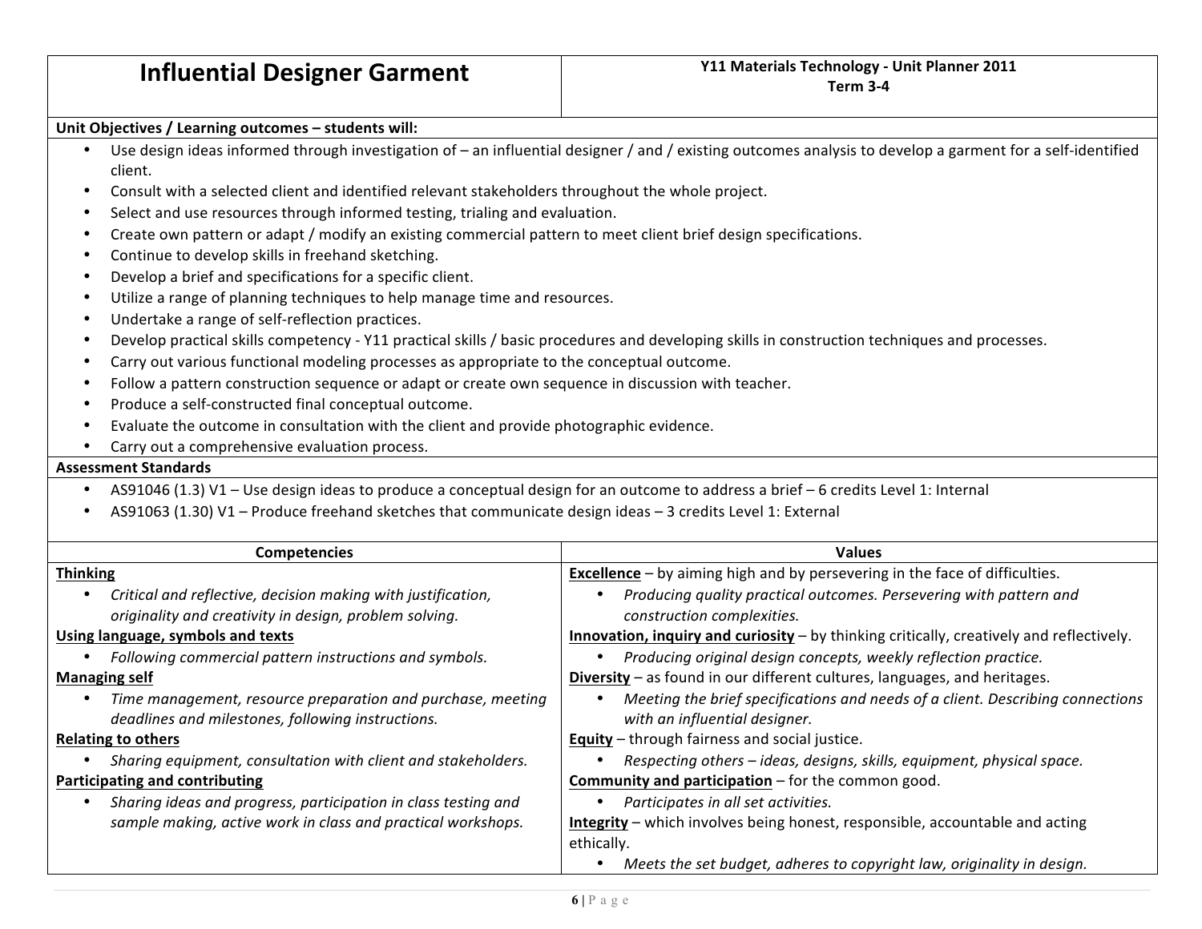# Influential Designer Garment

**Y11 Materials Technology - Unit Planner 2011**
**Term 3-4**

**Unit Objectives / Learning outcomes – students will:**

- Use design ideas informed through investigation of – an influential designer / and / existing outcomes analysis to develop a garment for a self-identified client.
- Consult with a selected client and identified relevant stakeholders throughout the whole project.
- Select and use resources through informed testing, trialing and evaluation.
- Create own pattern or adapt / modify an existing commercial pattern to meet client brief design specifications.
- Continue to develop skills in freehand sketching.
- Develop a brief and specifications for a specific client.
- Utilize a range of planning techniques to help manage time and resources.
- Undertake a range of self-reflection practices.
- Develop practical skills competency - Y11 practical skills / basic procedures and developing skills in construction techniques and processes.
- Carry out various functional modeling processes as appropriate to the conceptual outcome.
- Follow a pattern construction sequence or adapt or create own sequence in discussion with teacher.
- Produce a self-constructed final conceptual outcome.
- Evaluate the outcome in consultation with the client and provide photographic evidence.
- Carry out a comprehensive evaluation process.

**Assessment Standards**

- AS91046 (1.3) V1 – Use design ideas to produce a conceptual design for an outcome to address a brief – 6 credits Level 1: Internal
- AS91063 (1.30) V1 – Produce freehand sketches that communicate design ideas – 3 credits Level 1: External

| Competencies | Values |
|---|---|
| **Thinking**<br>• *Critical and reflective, decision making with justification, originality and creativity in design, problem solving.* | **Excellence** – by aiming high and by persevering in the face of difficulties.<br>• *Producing quality practical outcomes. Persevering with pattern and construction complexities.* |
| **Using language, symbols and texts**<br>• *Following commercial pattern instructions and symbols.* | **Innovation, inquiry and curiosity** – by thinking critically, creatively and reflectively.<br>• *Producing original design concepts, weekly reflection practice.* |
| **Managing self**<br>• *Time management, resource preparation and purchase, meeting deadlines and milestones, following instructions.* | **Diversity** – as found in our different cultures, languages, and heritages.<br>• *Meeting the brief specifications and needs of a client. Describing connections with an influential designer.* |
| **Relating to others**<br>• *Sharing equipment, consultation with client and stakeholders.* | **Equity** – through fairness and social justice.<br>• *Respecting others – ideas, designs, skills, equipment, physical space.* |
| **Participating and contributing**<br>• *Sharing ideas and progress, participation in class testing and sample making, active work in class and practical workshops.* | **Community and participation** – for the common good.<br>• *Participates in all set activities.*<br>**Integrity** – which involves being honest, responsible, accountable and acting ethically.<br>• *Meets the set budget, adheres to copyright law, originality in design.* |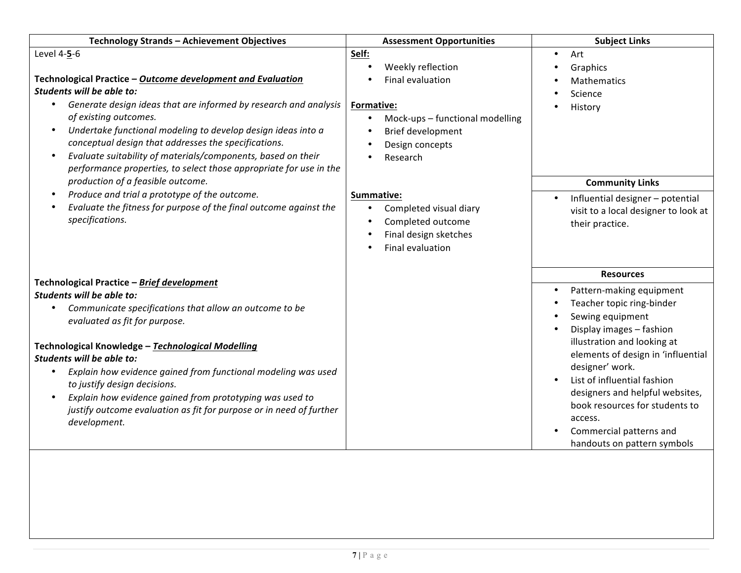| Technology Strands – Achievement Objectives | Assessment Opportunities | Subject Links |
|---|---|---|
| Level 4-**5**-6<br><br>**Technological Practice – *<u>Outcome development and Evaluation</u>***<br>***Students will be able to:***<br>• *Generate design ideas that are informed by research and analysis of existing outcomes.*<br>• *Undertake functional modeling to develop design ideas into a conceptual design that addresses the specifications.*<br>• *Evaluate suitability of materials/components, based on their performance properties, to select those appropriate for use in the production of a feasible outcome.*<br>• *Produce and trial a prototype of the outcome.*<br>• *Evaluate the fitness for purpose of the final outcome against the specifications.*<br><br>**Technological Practice – *<u>Brief development</u>***<br>***Students will be able to:***<br>• *Communicate specifications that allow an outcome to be evaluated as fit for purpose.*<br><br>**Technological Knowledge – *<u>Technological Modelling</u>***<br>***Students will be able to:***<br>• *Explain how evidence gained from functional modeling was used to justify design decisions.*<br>• *Explain how evidence gained from prototyping was used to justify outcome evaluation as fit for purpose or in need of further development.* | **<u>Self:</u>**<br>• Weekly reflection<br>• Final evaluation<br><br>**<u>Formative:</u>**<br>• Mock-ups – functional modelling<br>• Brief development<br>• Design concepts<br>• Research<br><br>**<u>Summative:</u>**<br>• Completed visual diary<br>• Completed outcome<br>• Final design sketches<br>• Final evaluation | • Art<br>• Graphics<br>• Mathematics<br>• Science<br>• History<br><br>**Community Links**<br>• Influential designer – potential visit to a local designer to look at their practice.<br><br>**Resources**<br>• Pattern-making equipment<br>• Teacher topic ring-binder<br>• Sewing equipment<br>• Display images – fashion illustration and looking at elements of design in 'influential designer' work.<br>• List of influential fashion designers and helpful websites, book resources for students to access.<br>• Commercial patterns and handouts on pattern symbols |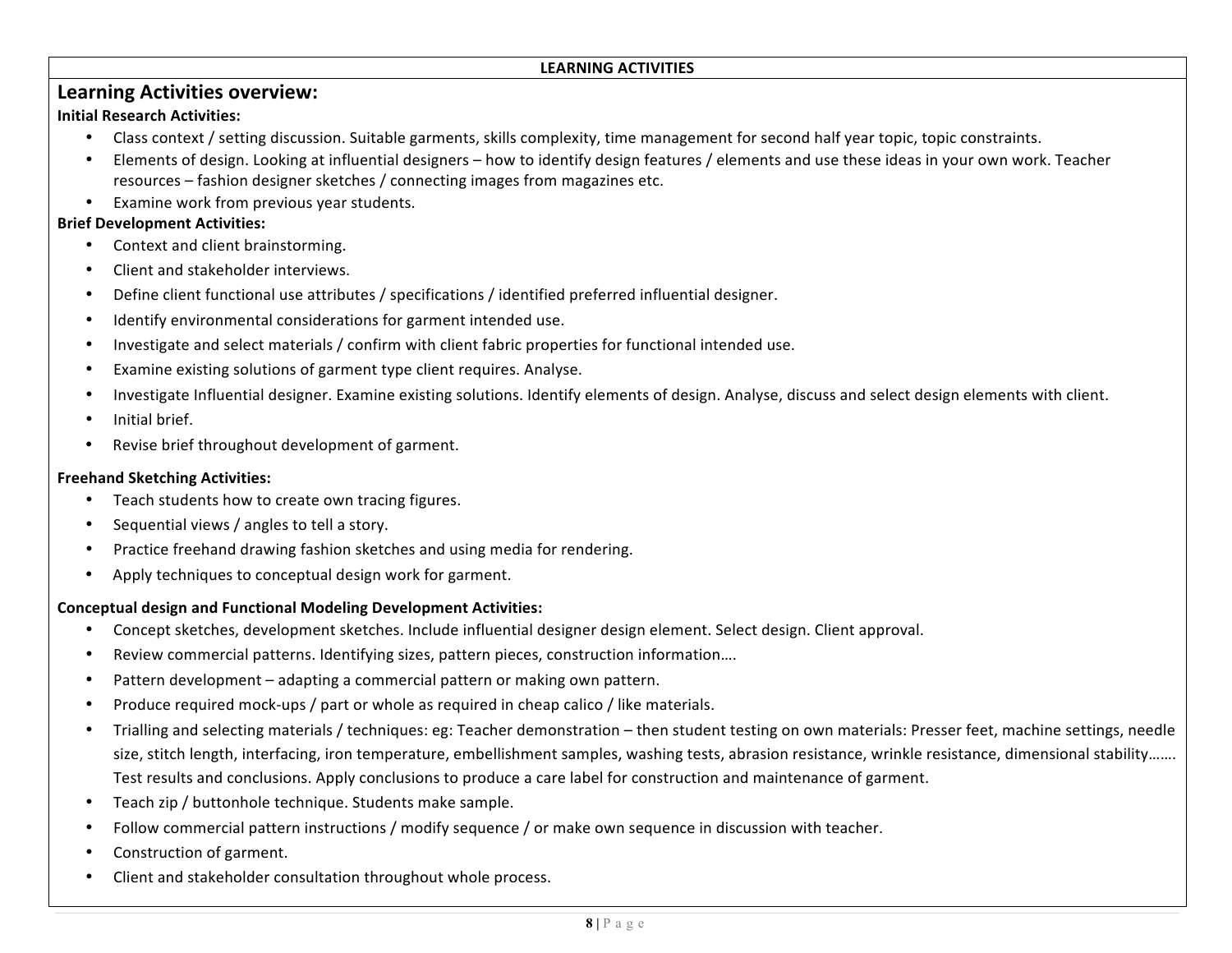**LEARNING ACTIVITIES**

## Learning Activities overview:

**Initial Research Activities:**

- Class context / setting discussion. Suitable garments, skills complexity, time management for second half year topic, topic constraints.
- Elements of design. Looking at influential designers – how to identify design features / elements and use these ideas in your own work. Teacher resources – fashion designer sketches / connecting images from magazines etc.
- Examine work from previous year students.

**Brief Development Activities:**

- Context and client brainstorming.
- Client and stakeholder interviews.
- Define client functional use attributes / specifications / identified preferred influential designer.
- Identify environmental considerations for garment intended use.
- Investigate and select materials / confirm with client fabric properties for functional intended use.
- Examine existing solutions of garment type client requires. Analyse.
- Investigate Influential designer. Examine existing solutions. Identify elements of design. Analyse, discuss and select design elements with client.
- Initial brief.
- Revise brief throughout development of garment.

**Freehand Sketching Activities:**

- Teach students how to create own tracing figures.
- Sequential views / angles to tell a story.
- Practice freehand drawing fashion sketches and using media for rendering.
- Apply techniques to conceptual design work for garment.

**Conceptual design and Functional Modeling Development Activities:**

- Concept sketches, development sketches. Include influential designer design element. Select design. Client approval.
- Review commercial patterns. Identifying sizes, pattern pieces, construction information….
- Pattern development – adapting a commercial pattern or making own pattern.
- Produce required mock-ups / part or whole as required in cheap calico / like materials.
- Trialling and selecting materials / techniques: eg: Teacher demonstration – then student testing on own materials: Presser feet, machine settings, needle size, stitch length, interfacing, iron temperature, embellishment samples, washing tests, abrasion resistance, wrinkle resistance, dimensional stability……. Test results and conclusions. Apply conclusions to produce a care label for construction and maintenance of garment.
- Teach zip / buttonhole technique. Students make sample.
- Follow commercial pattern instructions / modify sequence / or make own sequence in discussion with teacher.
- Construction of garment.
- Client and stakeholder consultation throughout whole process.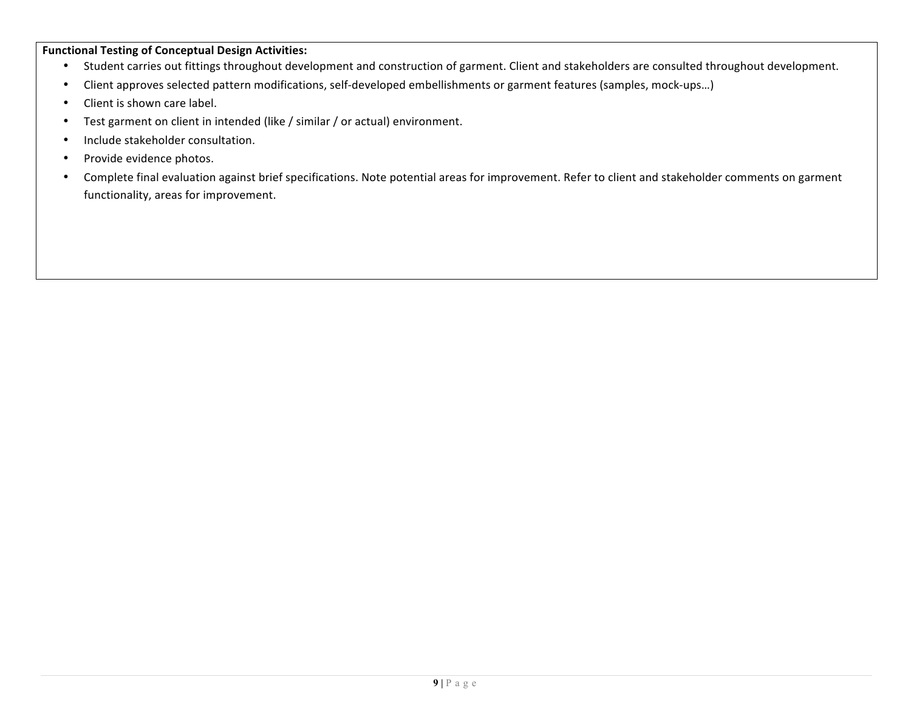**Functional Testing of Conceptual Design Activities:**

- Student carries out fittings throughout development and construction of garment. Client and stakeholders are consulted throughout development.
- Client approves selected pattern modifications, self-developed embellishments or garment features (samples, mock-ups…)
- Client is shown care label.
- Test garment on client in intended (like / similar / or actual) environment.
- Include stakeholder consultation.
- Provide evidence photos.
- Complete final evaluation against brief specifications. Note potential areas for improvement. Refer to client and stakeholder comments on garment functionality, areas for improvement.